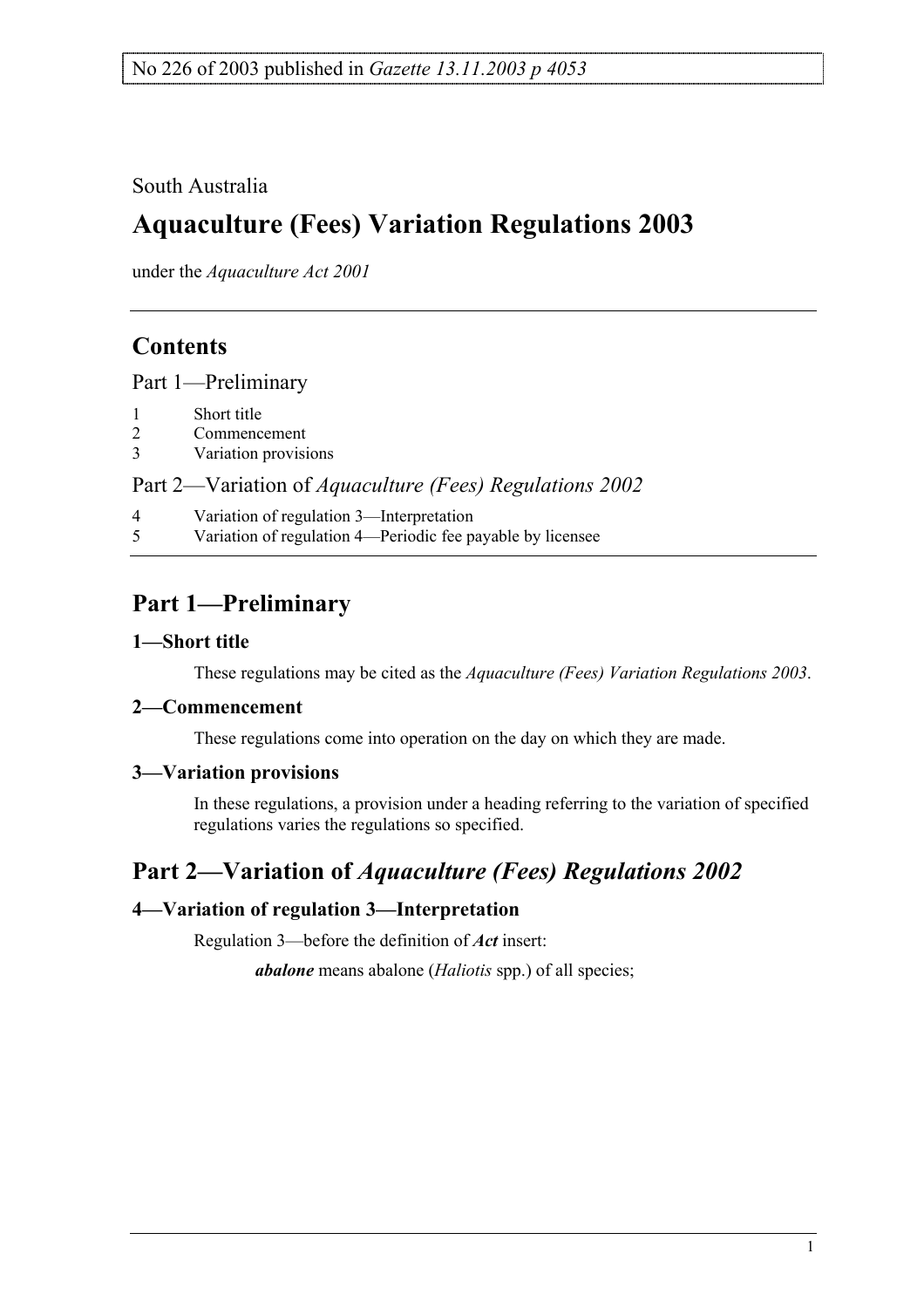No 226 of 2003 published in *Gazette 13.11.2003 p 4053*

South Australia

# Aquaculture (Fees) Variation Regulations 2003

under the *Aquaculture Act 2001*

## Contents

Part 1—Preliminary

1 Short title
2 Commencement
3 Variation provisions

Part 2—Variation of *Aquaculture (Fees) Regulations 2002*

4 Variation of regulation 3—Interpretation
5 Variation of regulation 4—Periodic fee payable by licensee

## Part 1—Preliminary

### 1—Short title

These regulations may be cited as the *Aquaculture (Fees) Variation Regulations 2003*.

### 2—Commencement

These regulations come into operation on the day on which they are made.

### 3—Variation provisions

In these regulations, a provision under a heading referring to the variation of specified regulations varies the regulations so specified.

## Part 2—Variation of *Aquaculture (Fees) Regulations 2002*

### 4—Variation of regulation 3—Interpretation

Regulation 3—before the definition of ***Act*** insert:

> ***abalone*** means abalone (*Haliotis* spp.) of all species;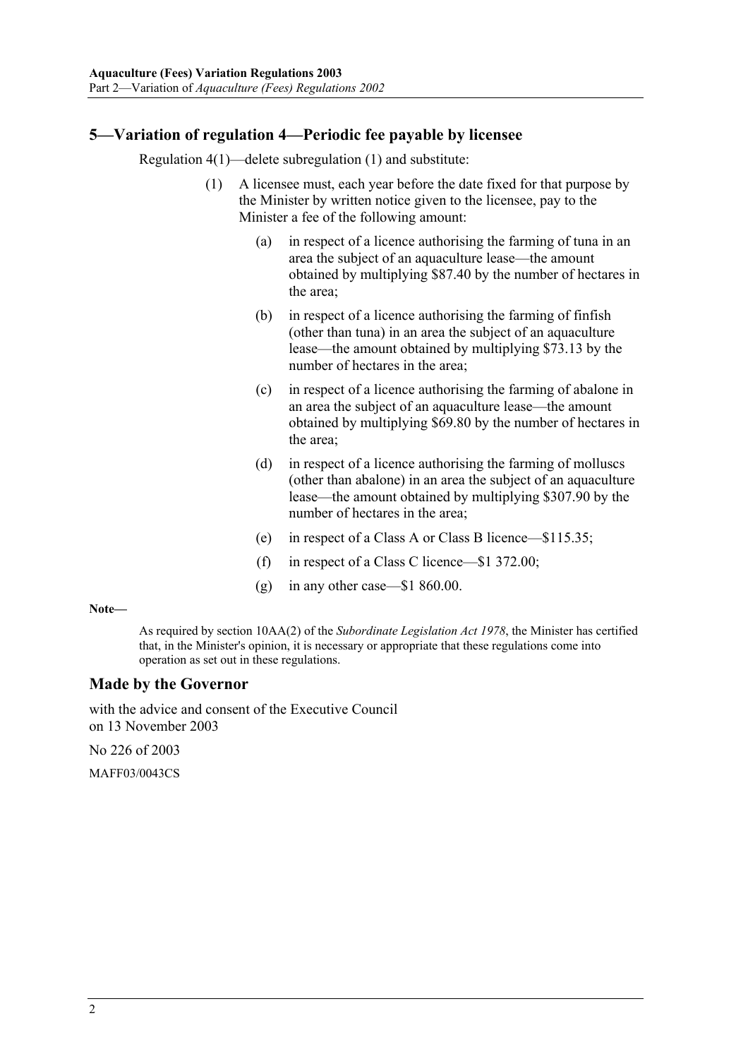## 5—Variation of regulation 4—Periodic fee payable by licensee

Regulation 4(1)—delete subregulation (1) and substitute:

(1) A licensee must, each year before the date fixed for that purpose by the Minister by written notice given to the licensee, pay to the Minister a fee of the following amount:

(a) in respect of a licence authorising the farming of tuna in an area the subject of an aquaculture lease—the amount obtained by multiplying $87.40 by the number of hectares in the area;

(b) in respect of a licence authorising the farming of finfish (other than tuna) in an area the subject of an aquaculture lease—the amount obtained by multiplying $73.13 by the number of hectares in the area;

(c) in respect of a licence authorising the farming of abalone in an area the subject of an aquaculture lease—the amount obtained by multiplying $69.80 by the number of hectares in the area;

(d) in respect of a licence authorising the farming of molluscs (other than abalone) in an area the subject of an aquaculture lease—the amount obtained by multiplying $307.90 by the number of hectares in the area;

(e) in respect of a Class A or Class B licence—$115.35;

(f) in respect of a Class C licence—$1 372.00;

(g) in any other case—$1 860.00.

**Note—**

As required by section 10AA(2) of the *Subordinate Legislation Act 1978*, the Minister has certified that, in the Minister's opinion, it is necessary or appropriate that these regulations come into operation as set out in these regulations.

## Made by the Governor

with the advice and consent of the Executive Council on 13 November 2003

No 226 of 2003

MAFF03/0043CS